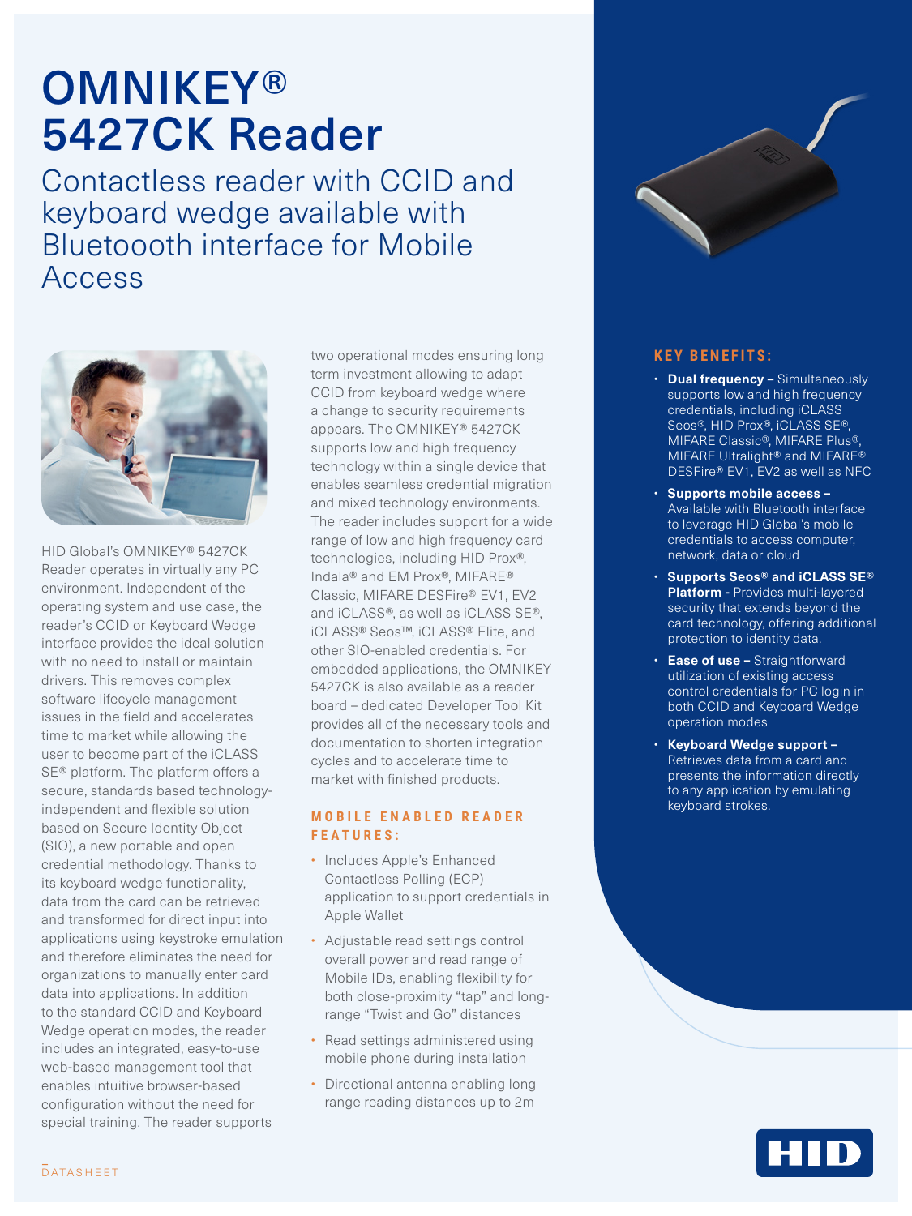# OMNIKEY® 5427CK Reader

## Contactless reader with CCID and keyboard wedge available with Bluetoooth interface for Mobile Access

HID Global's OMNIKEY® 5427CK Reader operates in virtually any PC environment. Independent of the operating system and use case, the reader's CCID or Keyboard Wedge interface provides the ideal solution with no need to install or maintain drivers. This removes complex software lifecycle management issues in the field and accelerates time to market while allowing the user to become part of the iCLASS SE® platform. The platform offers a secure, standards based technology-independent and flexible solution based on Secure Identity Object (SIO), a new portable and open credential methodology. Thanks to its keyboard wedge functionality, data from the card can be retrieved and transformed for direct input into applications using keystroke emulation and therefore eliminates the need for organizations to manually enter card data into applications. In addition to the standard CCID and Keyboard Wedge operation modes, the reader includes an integrated, easy-to-use web-based management tool that enables intuitive browser-based configuration without the need for special training. The reader supports two operational modes ensuring long term investment allowing to adapt CCID from keyboard wedge where a change to security requirements appears. The OMNIKEY® 5427CK supports low and high frequency technology within a single device that enables seamless credential migration and mixed technology environments. The reader includes support for a wide range of low and high frequency card technologies, including HID Prox®, Indala® and EM Prox®, MIFARE® Classic, MIFARE DESFire® EV1, EV2 and iCLASS®, as well as iCLASS SE®, iCLASS® Seos™, iCLASS® Elite, and other SIO-enabled credentials. For embedded applications, the OMNIKEY 5427CK is also available as a reader board – dedicated Developer Tool Kit provides all of the necessary tools and documentation to shorten integration cycles and to accelerate time to market with finished products.

### MOBILE ENABLED READER FEATURES:

- Includes Apple's Enhanced Contactless Polling (ECP) application to support credentials in Apple Wallet
- Adjustable read settings control overall power and read range of Mobile IDs, enabling flexibility for both close-proximity "tap" and long-range "Twist and Go" distances
- Read settings administered using mobile phone during installation
- Directional antenna enabling long range reading distances up to 2m

### KEY BENEFITS:

- **Dual frequency –** Simultaneously supports low and high frequency credentials, including iCLASS Seos®, HID Prox®, iCLASS SE®, MIFARE Classic®, MIFARE Plus®, MIFARE Ultralight® and MIFARE® DESFire® EV1, EV2 as well as NFC
- **Supports mobile access –** Available with Bluetooth interface to leverage HID Global's mobile credentials to access computer, network, data or cloud
- **Supports Seos® and iCLASS SE® Platform -** Provides multi-layered security that extends beyond the card technology, offering additional protection to identity data.
- **Ease of use –** Straightforward utilization of existing access control credentials for PC login in both CCID and Keyboard Wedge operation modes
- **Keyboard Wedge support –** Retrieves data from a card and presents the information directly to any application by emulating keyboard strokes.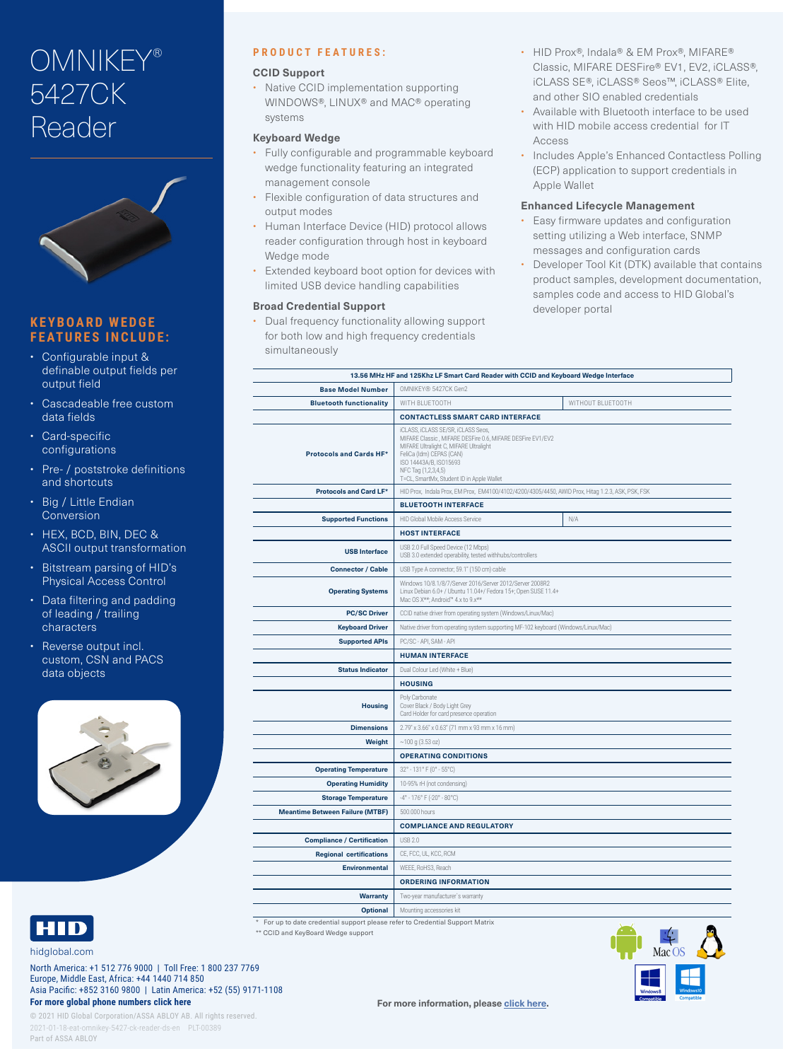# OMNIKEY® 5427CK Reader

## KEYBOARD WEDGE FEATURES INCLUDE:

- Configurable input & definable output fields per output field
- Cascadeable free custom data fields
- Card-specific configurations
- Pre- / poststroke definitions and shortcuts
- Big / Little Endian Conversion
- HEX, BCD, BIN, DEC & ASCII output transformation
- Bitstream parsing of HID's Physical Access Control
- Data filtering and padding of leading / trailing characters
- Reverse output incl. custom, CSN and PACS data objects

## PRODUCT FEATURES:

### CCID Support

- Native CCID implementation supporting WINDOWS®, LINUX® and MAC® operating systems

### Keyboard Wedge

- Fully configurable and programmable keyboard wedge functionality featuring an integrated management console
- Flexible configuration of data structures and output modes
- Human Interface Device (HID) protocol allows reader configuration through host in keyboard Wedge mode
- Extended keyboard boot option for devices with limited USB device handling capabilities

### Broad Credential Support

- Dual frequency functionality allowing support for both low and high frequency credentials simultaneously
- HID Prox®, Indala® & EM Prox®, MIFARE® Classic, MIFARE DESFire® EV1, EV2, iCLASS®, iCLASS SE®, iCLASS® Seos™, iCLASS® Elite, and other SIO enabled credentials
- Available with Bluetooth interface to be used with HID mobile access credential for IT Access
- Includes Apple's Enhanced Contactless Polling (ECP) application to support credentials in Apple Wallet

### Enhanced Lifecycle Management

- Easy firmware updates and configuration setting utilizing a Web interface, SNMP messages and configuration cards
- Developer Tool Kit (DTK) available that contains product samples, development documentation, samples code and access to HID Global's developer portal

| 13.56 MHz HF and 125Khz LF Smart Card Reader with CCID and Keyboard Wedge Interface | | |
|---|---|---|
| **Base Model Number** | OMNIKEY® 5427CK Gen2 | |
| **Bluetooth functionality** | WITH BLUETOOTH | WITHOUT BLUETOOTH |
| | **CONTACTLESS SMART CARD INTERFACE** | |
| **Protocols and Cards HF*** | iCLASS, iCLASS SE/SR, iCLASS Seos, MIFARE Classic, MIFARE DESFire 0.6, MIFARE DESFire EV1/EV2, MIFARE Ultralight C, MIFARE Ultralight, FeliCa (Idm) CEPAS (CAN), ISO 14443A/B, ISO15693, NFC Tag (1,2,3,4,5), T=CL, SmartMx, Student ID in Apple Wallet | |
| **Protocols and Card LF*** | HID Prox, Indala Prox, EM Prox, EM4100/4102/4200/4305/4450, AWID Prox, Hitag 1.2.3, ASK, PSK, FSK | |
| | **BLUETOOTH INTERFACE** | |
| **Supported Functions** | HID Global Mobile Access Service | N/A |
| | **HOST INTERFACE** | |
| **USB Interface** | USB 2.0 Full Speed Device (12 Mbps), USB 3.0 extended operability, tested withhubs/controllers | |
| **Connector / Cable** | USB Type A connector; 59.1" (150 cm) cable | |
| **Operating Systems** | Windows 10/8.1/8/7/Server 2016/Server 2012/Server 2008R2, Linux Debian 6.0+ / Ubuntu 11.04+/ Fedora 15+; Open SUSE 11.4+, Mac OS X**; Android™ 4.x to 9.x** | |
| **PC/SC Driver** | CCID native driver from operating system (Windows/Linux/Mac) | |
| **Keyboard Driver** | Native driver from operating system supporting MF-102 keyboard (Windows/Linux/Mac) | |
| **Supported APIs** | PC/SC - API, SAM - API | |
| | **HUMAN INTERFACE** | |
| **Status Indicator** | Dual Colour Led (White + Blue) | |
| | **HOUSING** | |
| **Housing** | Poly Carbonate, Cover Black / Body Light Grey, Card Holder for card presence operation | |
| **Dimensions** | 2.79" x 3.66" x 0.63" (71 mm x 93 mm x 16 mm) | |
| **Weight** | ~100 g (3.53 oz) | |
| | **OPERATING CONDITIONS** | |
| **Operating Temperature** | 32° - 131° F (0° - 55°C) | |
| **Operating Humidity** | 10-95% rH (not condensing) | |
| **Storage Temperature** | -4° - 176° F (-20° - 80°C) | |
| **Meantime Between Failure (MTBF)** | 500.000 hours | |
| | **COMPLIANCE AND REGULATORY** | |
| **Compliance / Certification** | USB 2.0 | |
| **Regional certifications** | CE, FCC, UL, KCC, RCM | |
| **Environmental** | WEEE, RoHS3, Reach | |
| | **ORDERING INFORMATION** | |
| **Warranty** | Two-year manufacturer's warranty | |
| **Optional** | Mounting accessories kit | |

\* For up to date credential support please refer to Credential Support Matrix

** CCID and KeyBoard Wedge support

For more information, please click here.

hidglobal.com

North America: +1 512 776 9000 | Toll Free: 1 800 237 7769
Europe, Middle East, Africa: +44 1440 714 850
Asia Pacific: +852 3160 9800 | Latin America: +52 (55) 9171-1108
**For more global phone numbers click here**

© 2021 HID Global Corporation/ASSA ABLOY AB. All rights reserved.
2021-01-18-eat-omnikey-5427-ck-reader-ds-en PLT-00389
Part of ASSA ABLOY